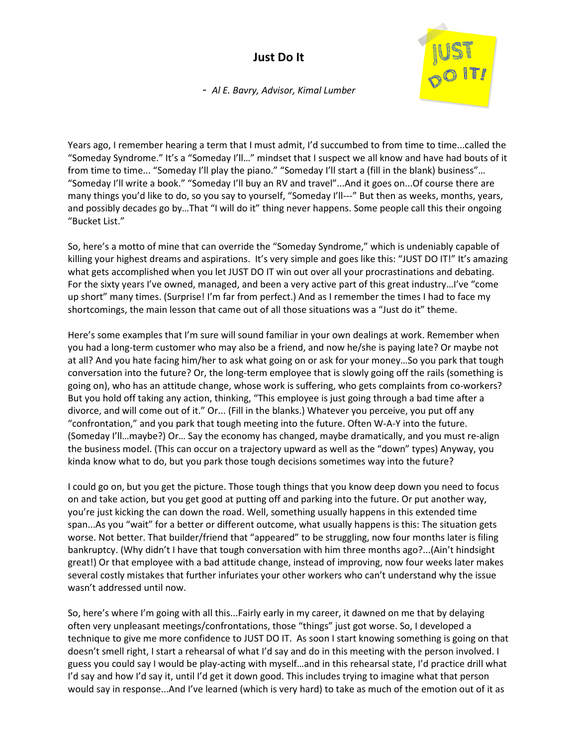# Just Do It

*- Al E. Bavry, Advisor, Kimal Lumber*

Years ago, I remember hearing a term that I must admit, I'd succumbed to from time to time...called the "Someday Syndrome." It's a "Someday I'll…" mindset that I suspect we all know and have had bouts of it from time to time... "Someday I'll play the piano." "Someday I'll start a (fill in the blank) business"… "Someday I'll write a book." "Someday I'll buy an RV and travel"...And it goes on...Of course there are many things you'd like to do, so you say to yourself, "Someday I'll---" But then as weeks, months, years, and possibly decades go by…That "I will do it" thing never happens. Some people call this their ongoing "Bucket List."

So, here's a motto of mine that can override the "Someday Syndrome," which is undeniably capable of killing your highest dreams and aspirations. It's very simple and goes like this: "JUST DO IT!" It's amazing what gets accomplished when you let JUST DO IT win out over all your procrastinations and debating. For the sixty years I've owned, managed, and been a very active part of this great industry…I've "come up short" many times. (Surprise! I'm far from perfect.) And as I remember the times I had to face my shortcomings, the main lesson that came out of all those situations was a "Just do it" theme.

Here's some examples that I'm sure will sound familiar in your own dealings at work. Remember when you had a long-term customer who may also be a friend, and now he/she is paying late? Or maybe not at all? And you hate facing him/her to ask what going on or ask for your money…So you park that tough conversation into the future? Or, the long-term employee that is slowly going off the rails (something is going on), who has an attitude change, whose work is suffering, who gets complaints from co-workers? But you hold off taking any action, thinking, "This employee is just going through a bad time after a divorce, and will come out of it." Or... (Fill in the blanks.) Whatever you perceive, you put off any "confrontation," and you park that tough meeting into the future. Often W-A-Y into the future. (Someday I'll…maybe?) Or… Say the economy has changed, maybe dramatically, and you must re-align the business model. (This can occur on a trajectory upward as well as the "down" types) Anyway, you kinda know what to do, but you park those tough decisions sometimes way into the future?

I could go on, but you get the picture. Those tough things that you know deep down you need to focus on and take action, but you get good at putting off and parking into the future. Or put another way, you're just kicking the can down the road. Well, something usually happens in this extended time span...As you "wait" for a better or different outcome, what usually happens is this: The situation gets worse. Not better. That builder/friend that "appeared" to be struggling, now four months later is filing bankruptcy. (Why didn't I have that tough conversation with him three months ago?...(Ain't hindsight great!) Or that employee with a bad attitude change, instead of improving, now four weeks later makes several costly mistakes that further infuriates your other workers who can't understand why the issue wasn't addressed until now.

So, here's where I'm going with all this...Fairly early in my career, it dawned on me that by delaying often very unpleasant meetings/confrontations, those "things" just got worse. So, I developed a technique to give me more confidence to JUST DO IT. As soon I start knowing something is going on that doesn't smell right, I start a rehearsal of what I'd say and do in this meeting with the person involved. I guess you could say I would be play-acting with myself…and in this rehearsal state, I'd practice drill what I'd say and how I'd say it, until I'd get it down good. This includes trying to imagine what that person would say in response...And I've learned (which is very hard) to take as much of the emotion out of it as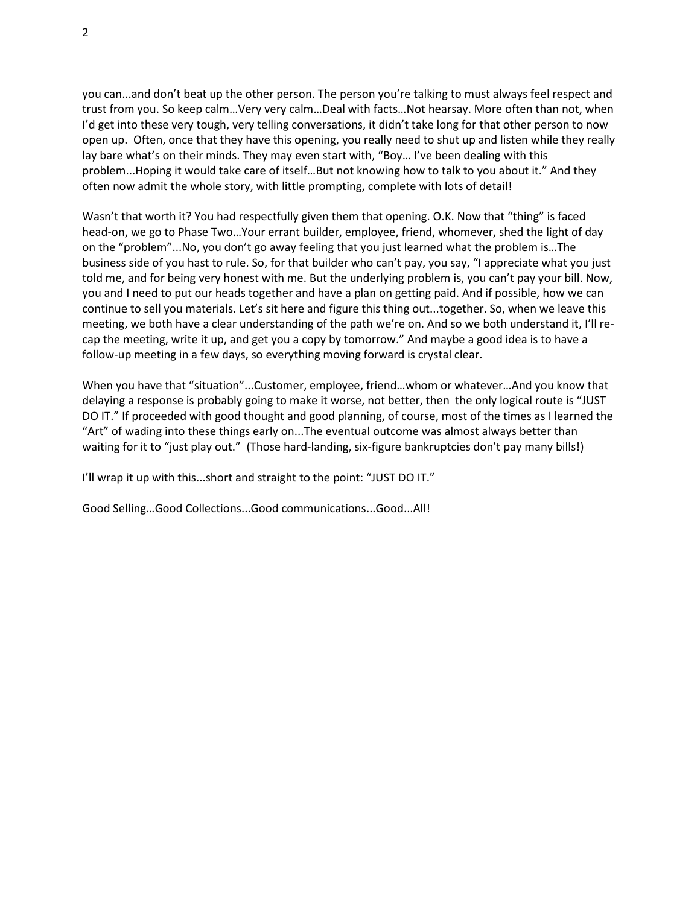you can...and don't beat up the other person. The person you're talking to must always feel respect and trust from you. So keep calm…Very very calm…Deal with facts…Not hearsay. More often than not, when I'd get into these very tough, very telling conversations, it didn't take long for that other person to now open up. Often, once that they have this opening, you really need to shut up and listen while they really lay bare what's on their minds. They may even start with, "Boy… I've been dealing with this problem...Hoping it would take care of itself…But not knowing how to talk to you about it." And they often now admit the whole story, with little prompting, complete with lots of detail!

Wasn't that worth it? You had respectfully given them that opening. O.K. Now that "thing" is faced head-on, we go to Phase Two…Your errant builder, employee, friend, whomever, shed the light of day on the "problem"...No, you don't go away feeling that you just learned what the problem is…The business side of you hast to rule. So, for that builder who can't pay, you say, "I appreciate what you just told me, and for being very honest with me. But the underlying problem is, you can't pay your bill. Now, you and I need to put our heads together and have a plan on getting paid. And if possible, how we can continue to sell you materials. Let's sit here and figure this thing out...together. So, when we leave this meeting, we both have a clear understanding of the path we're on. And so we both understand it, I'll re-cap the meeting, write it up, and get you a copy by tomorrow." And maybe a good idea is to have a follow-up meeting in a few days, so everything moving forward is crystal clear.

When you have that "situation"...Customer, employee, friend…whom or whatever…And you know that delaying a response is probably going to make it worse, not better, then the only logical route is "JUST DO IT." If proceeded with good thought and good planning, of course, most of the times as I learned the "Art" of wading into these things early on...The eventual outcome was almost always better than waiting for it to "just play out." (Those hard-landing, six-figure bankruptcies don't pay many bills!)

I'll wrap it up with this...short and straight to the point: "JUST DO IT."

Good Selling…Good Collections...Good communications...Good...All!